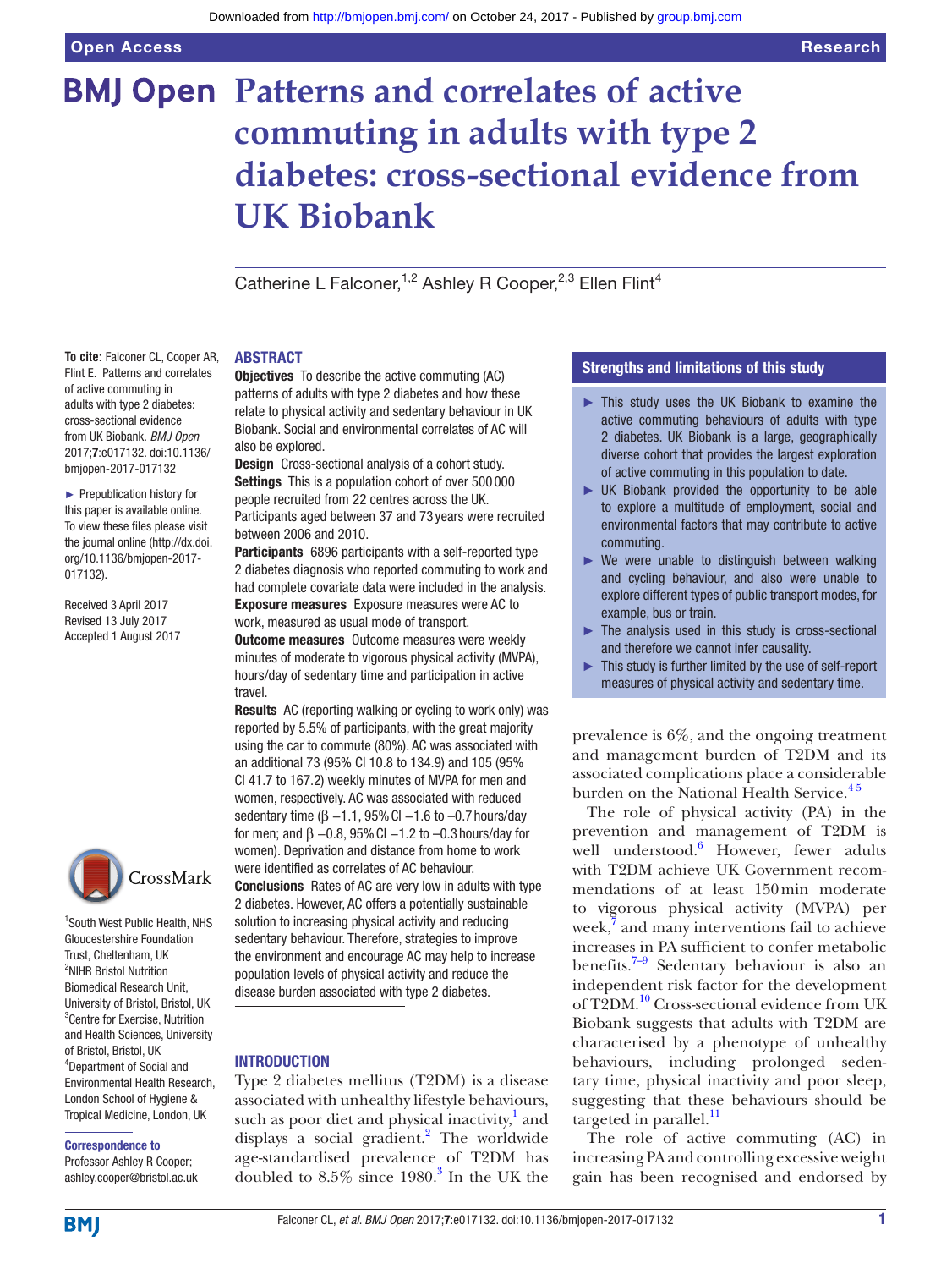# Patterns and correlates of active commuting in adults with type 2 diabetes: cross-sectional evidence from UK Biobank

Catherine L Falconer,[1,2] Ashley R Cooper,[2,3] Ellen Flint[4]

**To cite:** Falconer CL, Cooper AR, Flint E. Patterns and correlates of active commuting in adults with type 2 diabetes: cross-sectional evidence from UK Biobank. *BMJ Open* 2017;**7**:e017132. doi:10.1136/bmjopen-2017-017132

► Prepublication history for this paper is available online. To view these files please visit the journal online (http://dx.doi.org/10.1136/bmjopen-2017-017132).

Received 3 April 2017
Revised 13 July 2017
Accepted 1 August 2017

[1]South West Public Health, NHS Gloucestershire Foundation Trust, Cheltenham, UK
[2]NIHR Bristol Nutrition Biomedical Research Unit, University of Bristol, Bristol, UK
[3]Centre for Exercise, Nutrition and Health Sciences, University of Bristol, Bristol, UK
[4]Department of Social and Environmental Health Research, London School of Hygiene & Tropical Medicine, London, UK

**Correspondence to**
Professor Ashley R Cooper; ashley.cooper@bristol.ac.uk

## ABSTRACT

**Objectives** To describe the active commuting (AC) patterns of adults with type 2 diabetes and how these relate to physical activity and sedentary behaviour in UK Biobank. Social and environmental correlates of AC will also be explored.

**Design** Cross-sectional analysis of a cohort study.

**Settings** This is a population cohort of over 500 000 people recruited from 22 centres across the UK. Participants aged between 37 and 73 years were recruited between 2006 and 2010.

**Participants** 6896 participants with a self-reported type 2 diabetes diagnosis who reported commuting to work and had complete covariate data were included in the analysis.

**Exposure measures** Exposure measures were AC to work, measured as usual mode of transport.

**Outcome measures** Outcome measures were weekly minutes of moderate to vigorous physical activity (MVPA), hours/day of sedentary time and participation in active travel.

**Results** AC (reporting walking or cycling to work only) was reported by 5.5% of participants, with the great majority using the car to commute (80%). AC was associated with an additional 73 (95% CI 10.8 to 134.9) and 105 (95% CI 41.7 to 167.2) weekly minutes of MVPA for men and women, respectively. AC was associated with reduced sedentary time (β −1.1, 95% CI −1.6 to −0.7 hours/day for men; and β −0.8, 95% CI −1.2 to −0.3 hours/day for women). Deprivation and distance from home to work were identified as correlates of AC behaviour.

**Conclusions** Rates of AC are very low in adults with type 2 diabetes. However, AC offers a potentially sustainable solution to increasing physical activity and reducing sedentary behaviour. Therefore, strategies to improve the environment and encourage AC may help to increase population levels of physical activity and reduce the disease burden associated with type 2 diabetes.

### Strengths and limitations of this study

- ► This study uses the UK Biobank to examine the active commuting behaviours of adults with type 2 diabetes. UK Biobank is a large, geographically diverse cohort that provides the largest exploration of active commuting in this population to date.
- ► UK Biobank provided the opportunity to be able to explore a multitude of employment, social and environmental factors that may contribute to active commuting.
- ► We were unable to distinguish between walking and cycling behaviour, and also were unable to explore different types of public transport modes, for example, bus or train.
- ► The analysis used in this study is cross-sectional and therefore we cannot infer causality.
- ► This study is further limited by the use of self-report measures of physical activity and sedentary time.

## INTRODUCTION

Type 2 diabetes mellitus (T2DM) is a disease associated with unhealthy lifestyle behaviours, such as poor diet and physical inactivity,[1] and displays a social gradient.[2] The worldwide age-standardised prevalence of T2DM has doubled to 8.5% since 1980.[3] In the UK the prevalence is 6%, and the ongoing treatment and management burden of T2DM and its associated complications place a considerable burden on the National Health Service.[4 5]

The role of physical activity (PA) in the prevention and management of T2DM is well understood.[6] However, fewer adults with T2DM achieve UK Government recommendations of at least 150 min moderate to vigorous physical activity (MVPA) per week,[7] and many interventions fail to achieve increases in PA sufficient to confer metabolic benefits.[7–9] Sedentary behaviour is also an independent risk factor for the development of T2DM.[10] Cross-sectional evidence from UK Biobank suggests that adults with T2DM are characterised by a phenotype of unhealthy behaviours, including prolonged sedentary time, physical inactivity and poor sleep, suggesting that these behaviours should be targeted in parallel.[11]

The role of active commuting (AC) in increasing PA and controlling excessive weight gain has been recognised and endorsed by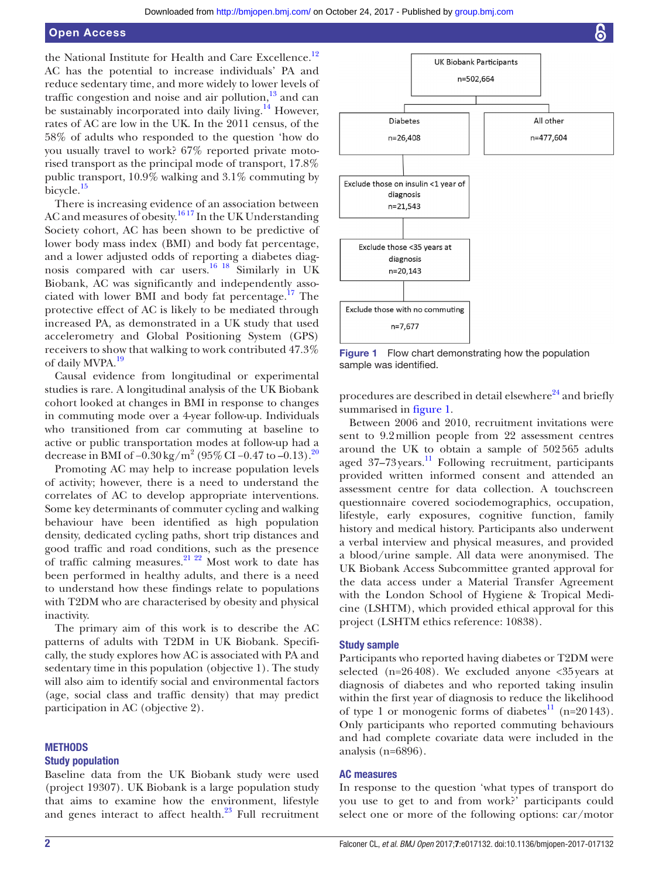the National Institute for Health and Care Excellence.[12] AC has the potential to increase individuals' PA and reduce sedentary time, and more widely to lower levels of traffic congestion and noise and air pollution,[13] and can be sustainably incorporated into daily living.[14] However, rates of AC are low in the UK. In the 2011 census, of the 58% of adults who responded to the question 'how do you usually travel to work?' 67% reported private motorised transport as the principal mode of transport, 17.8% public transport, 10.9% walking and 3.1% commuting by bicycle.[15]

There is increasing evidence of an association between AC and measures of obesity.[16,17] In the UK Understanding Society cohort, AC has been shown to be predictive of lower body mass index (BMI) and body fat percentage, and a lower adjusted odds of reporting a diabetes diagnosis compared with car users.[16,18] Similarly in UK Biobank, AC was significantly and independently associated with lower BMI and body fat percentage.[17] The protective effect of AC is likely to be mediated through increased PA, as demonstrated in a UK study that used accelerometry and Global Positioning System (GPS) receivers to show that walking to work contributed 47.3% of daily MVPA.[19]

Causal evidence from longitudinal or experimental studies is rare. A longitudinal analysis of the UK Biobank cohort looked at changes in BMI in response to changes in commuting mode over a 4-year follow-up. Individuals who transitioned from car commuting at baseline to active or public transportation modes at follow-up had a decrease in BMI of $-0.30\,kg/m^2$ (95% CI $-0.47$ to $-0.13$).[20]

Promoting AC may help to increase population levels of activity; however, there is a need to understand the correlates of AC to develop appropriate interventions. Some key determinants of commuter cycling and walking behaviour have been identified as high population density, dedicated cycling paths, short trip distances and good traffic and road conditions, such as the presence of traffic calming measures.[21,22] Most work to date has been performed in healthy adults, and there is a need to understand how these findings relate to populations with T2DM who are characterised by obesity and physical inactivity.

The primary aim of this work is to describe the AC patterns of adults with T2DM in UK Biobank. Specifically, the study explores how AC is associated with PA and sedentary time in this population (objective 1). The study will also aim to identify social and environmental factors (age, social class and traffic density) that may predict participation in AC (objective 2).

## METHODS

### Study population

Baseline data from the UK Biobank study were used (project 19307). UK Biobank is a large population study that aims to examine how the environment, lifestyle and genes interact to affect health.[23] Full recruitment procedures are described in detail elsewhere[24] and briefly summarised in figure 1.

UK Biobank Participants n=502,664
→ Diabetes n=26,408 | All other n=477,604
→ Exclude those on insulin <1 year of diagnosis n=21,543
→ Exclude those <35 years at diagnosis n=20,143
→ Exclude those with no commuting n=7,677

**Figure 1** Flow chart demonstrating how the population sample was identified.

Between 2006 and 2010, recruitment invitations were sent to 9.2 million people from 22 assessment centres around the UK to obtain a sample of 502565 adults aged 37–73 years.[11] Following recruitment, participants provided written informed consent and attended an assessment centre for data collection. A touchscreen questionnaire covered sociodemographics, occupation, lifestyle, early exposures, cognitive function, family history and medical history. Participants also underwent a verbal interview and physical measures, and provided a blood/urine sample. All data were anonymised. The UK Biobank Access Subcommittee granted approval for the data access under a Material Transfer Agreement with the London School of Hygiene & Tropical Medicine (LSHTM), which provided ethical approval for this project (LSHTM ethics reference: 10838).

### Study sample

Participants who reported having diabetes or T2DM were selected (n=26408). We excluded anyone <35 years at diagnosis of diabetes and who reported taking insulin within the first year of diagnosis to reduce the likelihood of type 1 or monogenic forms of diabetes[11] (n=20143). Only participants who reported commuting behaviours and had complete covariate data were included in the analysis (n=6896).

### AC measures

In response to the question 'what types of transport do you use to get to and from work?' participants could select one or more of the following options: car/motor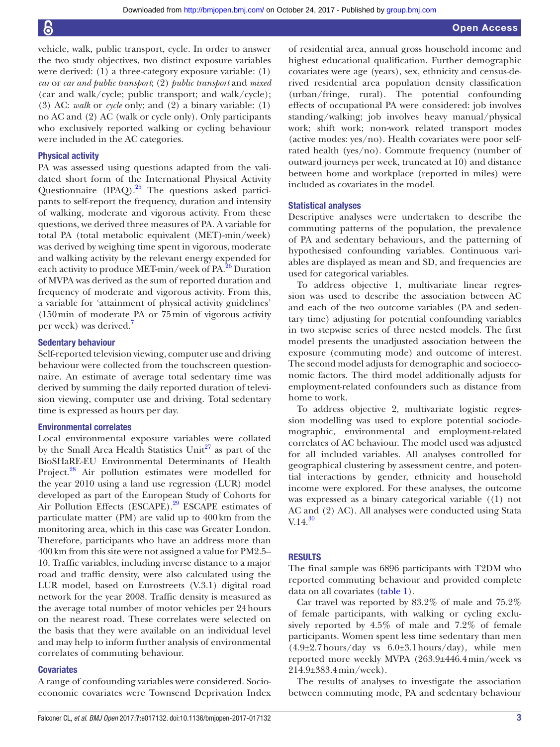vehicle, walk, public transport, cycle. In order to answer the two study objectives, two distinct exposure variables were derived: (1) a three-category exposure variable: (1) *car* or *car and public transport*; (2) *public transport* and *mixed* (car and walk/cycle; public transport; and walk/cycle); (3) AC: *walk* or *cycle* only; and (2) a binary variable: (1) no AC and (2) AC (walk or cycle only). Only participants who exclusively reported walking or cycling behaviour were included in the AC categories.

### Physical activity

PA was assessed using questions adapted from the validated short form of the International Physical Activity Questionnaire (IPAQ).[25] The questions asked participants to self-report the frequency, duration and intensity of walking, moderate and vigorous activity. From these questions, we derived three measures of PA. A variable for total PA (total metabolic equivalent (MET)-min/week) was derived by weighing time spent in vigorous, moderate and walking activity by the relevant energy expended for each activity to produce MET-min/week of PA.[26] Duration of MVPA was derived as the sum of reported duration and frequency of moderate and vigorous activity. From this, a variable for 'attainment of physical activity guidelines' (150 min of moderate PA or 75 min of vigorous activity per week) was derived.[7]

### Sedentary behaviour

Self-reported television viewing, computer use and driving behaviour were collected from the touchscreen questionnaire. An estimate of average total sedentary time was derived by summing the daily reported duration of television viewing, computer use and driving. Total sedentary time is expressed as hours per day.

### Environmental correlates

Local environmental exposure variables were collated by the Small Area Health Statistics Unit[27] as part of the BioSHaRE-EU Environmental Determinants of Health Project.[28] Air pollution estimates were modelled for the year 2010 using a land use regression (LUR) model developed as part of the European Study of Cohorts for Air Pollution Effects (ESCAPE).[29] ESCAPE estimates of particulate matter (PM) are valid up to 400 km from the monitoring area, which in this case was Greater London. Therefore, participants who have an address more than 400 km from this site were not assigned a value for PM2.5–10. Traffic variables, including inverse distance to a major road and traffic density, were also calculated using the LUR model, based on Eurostreets (V.3.1) digital road network for the year 2008. Traffic density is measured as the average total number of motor vehicles per 24 hours on the nearest road. These correlates were selected on the basis that they were available on an individual level and may help to inform further analysis of environmental correlates of commuting behaviour.

### Covariates

A range of confounding variables were considered. Socioeconomic covariates were Townsend Deprivation Index of residential area, annual gross household income and highest educational qualification. Further demographic covariates were age (years), sex, ethnicity and census-derived residential area population density classification (urban/fringe, rural). The potential confounding effects of occupational PA were considered: job involves standing/walking; job involves heavy manual/physical work; shift work; non-work related transport modes (active modes: yes/no). Health covariates were poor self-rated health (yes/no). Commute frequency (number of outward journeys per week, truncated at 10) and distance between home and workplace (reported in miles) were included as covariates in the model.

### Statistical analyses

Descriptive analyses were undertaken to describe the commuting patterns of the population, the prevalence of PA and sedentary behaviours, and the patterning of hypothesised confounding variables. Continuous variables are displayed as mean and SD, and frequencies are used for categorical variables.

To address objective 1, multivariate linear regression was used to describe the association between AC and each of the two outcome variables (PA and sedentary time) adjusting for potential confounding variables in two stepwise series of three nested models. The first model presents the unadjusted association between the exposure (commuting mode) and outcome of interest. The second model adjusts for demographic and socioeconomic factors. The third model additionally adjusts for employment-related confounders such as distance from home to work.

To address objective 2, multivariate logistic regression modelling was used to explore potential sociodemographic, environmental and employment-related correlates of AC behaviour. The model used was adjusted for all included variables. All analyses controlled for geographical clustering by assessment centre, and potential interactions by gender, ethnicity and household income were explored. For these analyses, the outcome was expressed as a binary categorical variable ((1) not AC and (2) AC). All analyses were conducted using Stata V.14.[30]

## RESULTS

The final sample was 6896 participants with T2DM who reported commuting behaviour and provided complete data on all covariates (table 1).

Car travel was reported by 83.2% of male and 75.2% of female participants, with walking or cycling exclusively reported by 4.5% of male and 7.2% of female participants. Women spent less time sedentary than men (4.9±2.7 hours/day vs 6.0±3.1 hours/day), while men reported more weekly MVPA (263.9±446.4 min/week vs 214.9±383.4 min/week).

The results of analyses to investigate the association between commuting mode, PA and sedentary behaviour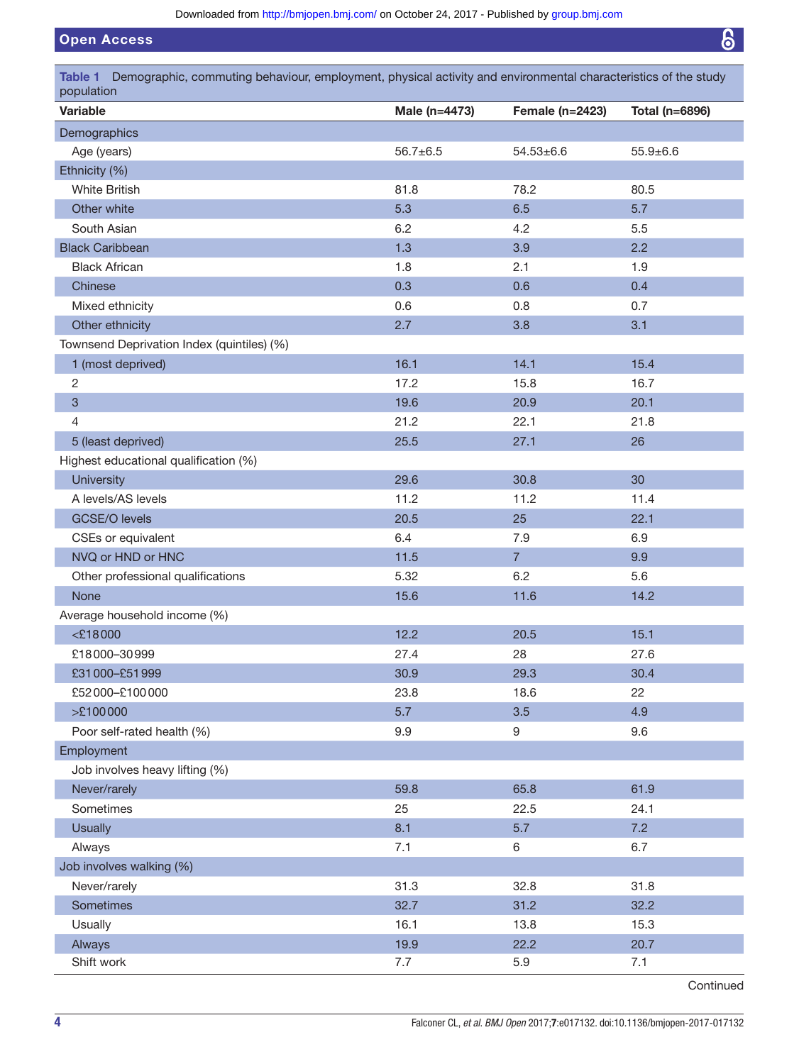**Table 1** Demographic, commuting behaviour, employment, physical activity and environmental characteristics of the study population

| Variable | Male (n=4473) | Female (n=2423) | Total (n=6896) |
|---|---|---|---|
| Demographics | | | |
| Age (years) | 56.7±6.5 | 54.53±6.6 | 55.9±6.6 |
| Ethnicity (%) | | | |
| White British | 81.8 | 78.2 | 80.5 |
| Other white | 5.3 | 6.5 | 5.7 |
| South Asian | 6.2 | 4.2 | 5.5 |
| Black Caribbean | 1.3 | 3.9 | 2.2 |
| Black African | 1.8 | 2.1 | 1.9 |
| Chinese | 0.3 | 0.6 | 0.4 |
| Mixed ethnicity | 0.6 | 0.8 | 0.7 |
| Other ethnicity | 2.7 | 3.8 | 3.1 |
| Townsend Deprivation Index (quintiles) (%) | | | |
| 1 (most deprived) | 16.1 | 14.1 | 15.4 |
| 2 | 17.2 | 15.8 | 16.7 |
| 3 | 19.6 | 20.9 | 20.1 |
| 4 | 21.2 | 22.1 | 21.8 |
| 5 (least deprived) | 25.5 | 27.1 | 26 |
| Highest educational qualification (%) | | | |
| University | 29.6 | 30.8 | 30 |
| A levels/AS levels | 11.2 | 11.2 | 11.4 |
| GCSE/O levels | 20.5 | 25 | 22.1 |
| CSEs or equivalent | 6.4 | 7.9 | 6.9 |
| NVQ or HND or HNC | 11.5 | 7 | 9.9 |
| Other professional qualifications | 5.32 | 6.2 | 5.6 |
| None | 15.6 | 11.6 | 14.2 |
| Average household income (%) | | | |
| <£18 000 | 12.2 | 20.5 | 15.1 |
| £18 000–30 999 | 27.4 | 28 | 27.6 |
| £31 000–£51 999 | 30.9 | 29.3 | 30.4 |
| £52 000–£100 000 | 23.8 | 18.6 | 22 |
| >£100 000 | 5.7 | 3.5 | 4.9 |
| Poor self-rated health (%) | 9.9 | 9 | 9.6 |
| Employment | | | |
| Job involves heavy lifting (%) | | | |
| Never/rarely | 59.8 | 65.8 | 61.9 |
| Sometimes | 25 | 22.5 | 24.1 |
| Usually | 8.1 | 5.7 | 7.2 |
| Always | 7.1 | 6 | 6.7 |
| Job involves walking (%) | | | |
| Never/rarely | 31.3 | 32.8 | 31.8 |
| Sometimes | 32.7 | 31.2 | 32.2 |
| Usually | 16.1 | 13.8 | 15.3 |
| Always | 19.9 | 22.2 | 20.7 |
| Shift work | 7.7 | 5.9 | 7.1 |

Continued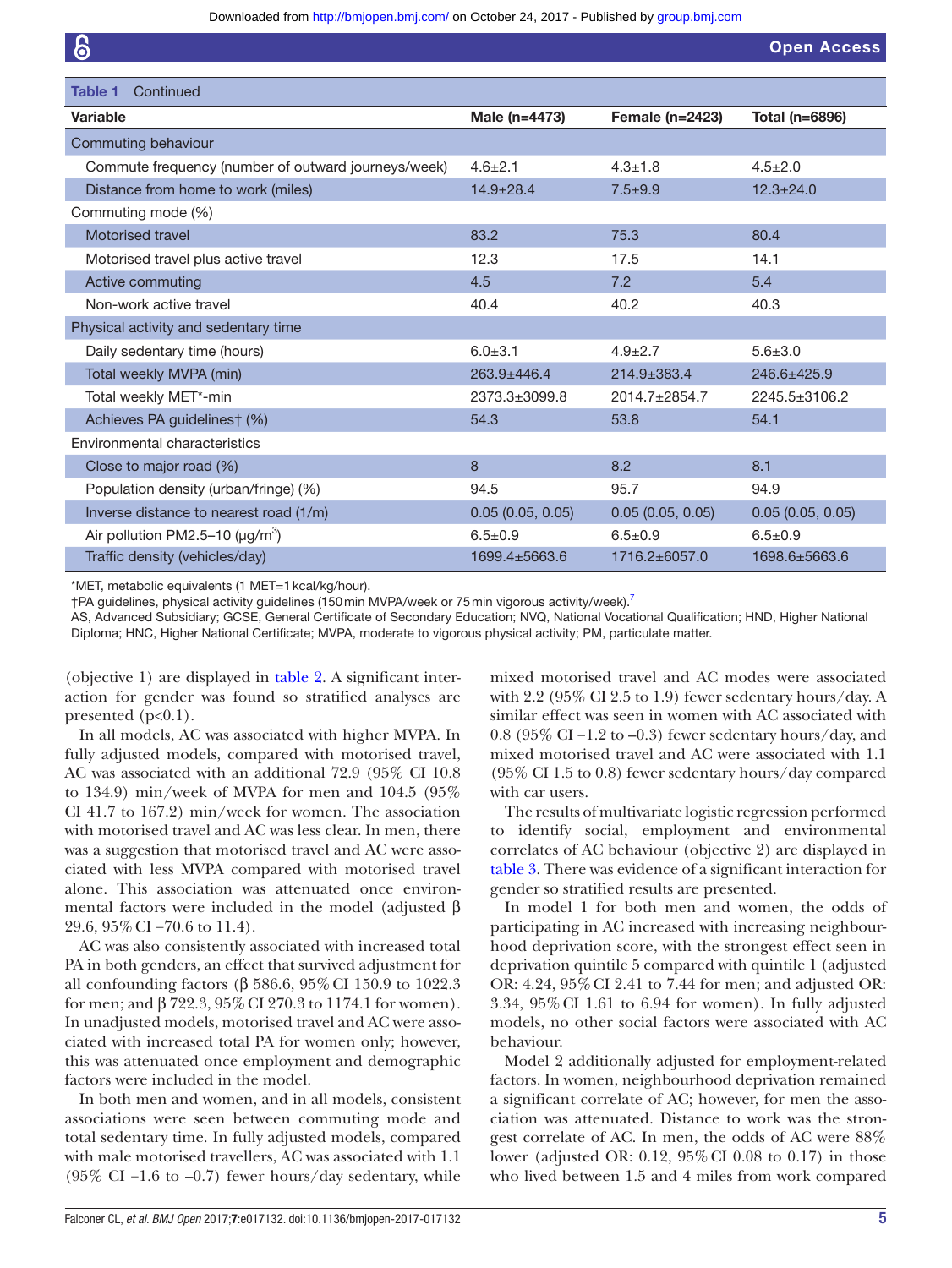**Table 1** Continued

| Variable | Male (n=4473) | Female (n=2423) | Total (n=6896) |
|---|---|---|---|
| Commuting behaviour | | | |
| Commute frequency (number of outward journeys/week) | 4.6±2.1 | 4.3±1.8 | 4.5±2.0 |
| Distance from home to work (miles) | 14.9±28.4 | 7.5±9.9 | 12.3±24.0 |
| Commuting mode (%) | | | |
| Motorised travel | 83.2 | 75.3 | 80.4 |
| Motorised travel plus active travel | 12.3 | 17.5 | 14.1 |
| Active commuting | 4.5 | 7.2 | 5.4 |
| Non-work active travel | 40.4 | 40.2 | 40.3 |
| Physical activity and sedentary time | | | |
| Daily sedentary time (hours) | 6.0±3.1 | 4.9±2.7 | 5.6±3.0 |
| Total weekly MVPA (min) | 263.9±446.4 | 214.9±383.4 | 246.6±425.9 |
| Total weekly MET*-min | 2373.3±3099.8 | 2014.7±2854.7 | 2245.5±3106.2 |
| Achieves PA guidelines† (%) | 54.3 | 53.8 | 54.1 |
| Environmental characteristics | | | |
| Close to major road (%) | 8 | 8.2 | 8.1 |
| Population density (urban/fringe) (%) | 94.5 | 95.7 | 94.9 |
| Inverse distance to nearest road (1/m) | 0.05 (0.05, 0.05) | 0.05 (0.05, 0.05) | 0.05 (0.05, 0.05) |
| Air pollution PM2.5–10 (µg/m$^3$) | 6.5±0.9 | 6.5±0.9 | 6.5±0.9 |
| Traffic density (vehicles/day) | 1699.4±5663.6 | 1716.2±6057.0 | 1698.6±5663.6 |

*MET, metabolic equivalents (1 MET=1 kcal/kg/hour).
†PA guidelines, physical activity guidelines (150 min MVPA/week or 75 min vigorous activity/week).[7]
AS, Advanced Subsidiary; GCSE, General Certificate of Secondary Education; NVQ, National Vocational Qualification; HND, Higher National Diploma; HNC, Higher National Certificate; MVPA, moderate to vigorous physical activity; PM, particulate matter.

(objective 1) are displayed in table 2. A significant interaction for gender was found so stratified analyses are presented (p<0.1).

In all models, AC was associated with higher MVPA. In fully adjusted models, compared with motorised travel, AC was associated with an additional 72.9 (95% CI 10.8 to 134.9) min/week of MVPA for men and 104.5 (95% CI 41.7 to 167.2) min/week for women. The association with motorised travel and AC was less clear. In men, there was a suggestion that motorised travel and AC were associated with less MVPA compared with motorised travel alone. This association was attenuated once environmental factors were included in the model (adjusted β 29.6, 95% CI −70.6 to 11.4).

AC was also consistently associated with increased total PA in both genders, an effect that survived adjustment for all confounding factors (β 586.6, 95% CI 150.9 to 1022.3 for men; and β 722.3, 95% CI 270.3 to 1174.1 for women). In unadjusted models, motorised travel and AC were associated with increased total PA for women only; however, this was attenuated once employment and demographic factors were included in the model.

In both men and women, and in all models, consistent associations were seen between commuting mode and total sedentary time. In fully adjusted models, compared with male motorised travellers, AC was associated with 1.1 (95% CI −1.6 to −0.7) fewer hours/day sedentary, while mixed motorised travel and AC modes were associated with 2.2 (95% CI 2.5 to 1.9) fewer sedentary hours/day. A similar effect was seen in women with AC associated with 0.8 (95% CI −1.2 to −0.3) fewer sedentary hours/day, and mixed motorised travel and AC were associated with 1.1 (95% CI 1.5 to 0.8) fewer sedentary hours/day compared with car users.

The results of multivariate logistic regression performed to identify social, employment and environmental correlates of AC behaviour (objective 2) are displayed in table 3. There was evidence of a significant interaction for gender so stratified results are presented.

In model 1 for both men and women, the odds of participating in AC increased with increasing neighbourhood deprivation score, with the strongest effect seen in deprivation quintile 5 compared with quintile 1 (adjusted OR: 4.24, 95% CI 2.41 to 7.44 for men; and adjusted OR: 3.34, 95% CI 1.61 to 6.94 for women). In fully adjusted models, no other social factors were associated with AC behaviour.

Model 2 additionally adjusted for employment-related factors. In women, neighbourhood deprivation remained a significant correlate of AC; however, for men the association was attenuated. Distance to work was the strongest correlate of AC. In men, the odds of AC were 88% lower (adjusted OR: 0.12, 95% CI 0.08 to 0.17) in those who lived between 1.5 and 4 miles from work compared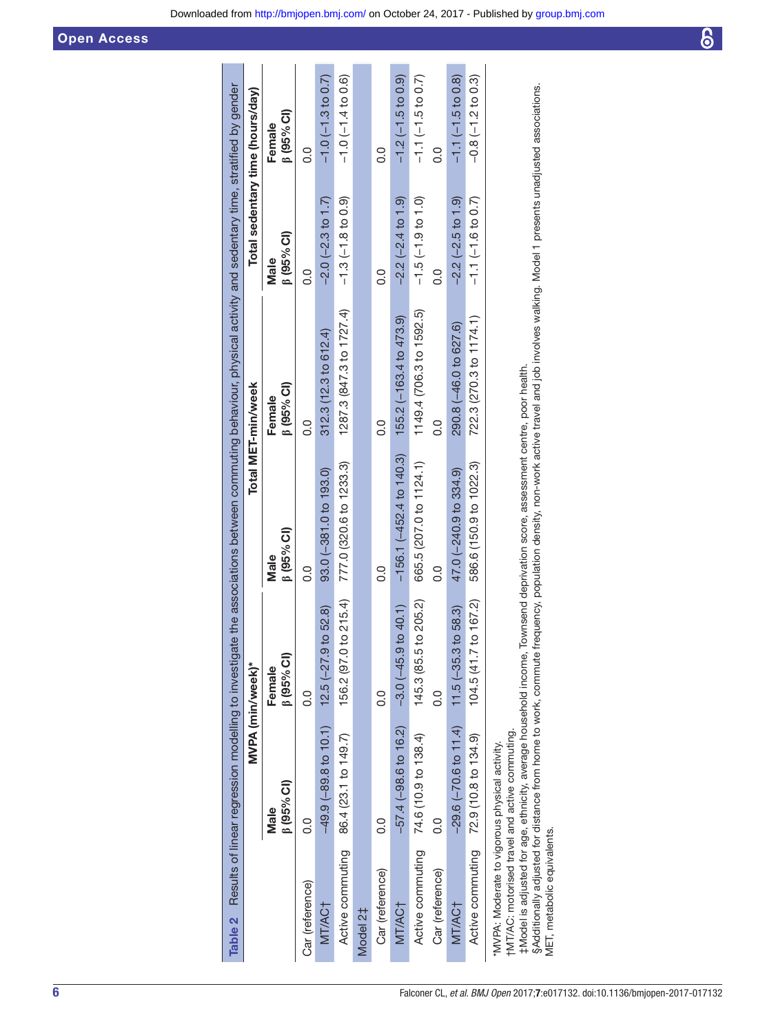**Table 2** Results of linear regression modelling to investigate the associations between commuting behaviour, physical activity and sedentary time, stratified by gender

| | MVPA (min/week)* | | Total MET-min/week | | Total sedentary time (hours/day) | |
|---|---|---|---|---|---|---|
| | Male β (95% CI) | Female β (95% CI) | Male β (95% CI) | Female β (95% CI) | Male β (95% CI) | Female β (95% CI) |
| Car (reference) | 0.0 | 0.0 | 0.0 | 0.0 | 0.0 | 0.0 |
| MT/AC† | −49.9 (−89.8 to 10.1) | 12.5 (−27.9 to 52.8) | 93.0 (−381.0 to 193.0) | 312.3 (12.3 to 612.4) | −2.0 (−2.3 to 1.7) | −1.0 (−1.3 to 0.7) |
| Active commuting | 86.4 (23.1 to 149.7) | 156.2 (97.0 to 215.4) | 777.0 (320.6 to 1233.3) | 1287.3 (847.3 to 1727.4) | −1.3 (−1.8 to 0.9) | −1.0 (−1.4 to 0.6) |
| Model 2‡ | | | | | | |
| Car (reference) | 0.0 | 0.0 | 0.0 | 0.0 | 0.0 | 0.0 |
| MT/AC† | −57.4 (−98.6 to 16.2) | −3.0 (−45.9 to 40.1) | −156.1 (−452.4 to 140.3) | 155.2 (−163.4 to 473.9) | −2.2 (−2.4 to 1.9) | −1.2 (−1.5 to 0.9) |
| Active commuting | 74.6 (10.9 to 138.4) | 145.3 (85.5 to 205.2) | 665.5 (207.0 to 1124.1) | 1149.4 (706.3 to 1592.5) | −1.5 (−1.9 to 1.0) | −1.1 (−1.5 to 0.7) |
| Car (reference) | 0.0 | 0.0 | 0.0 | 0.0 | 0.0 | 0.0 |
| MT/AC† | −29.6 (−70.6 to 11.4) | 11.5 (−35.3 to 58.3) | 47.0 (−240.9 to 334.9) | 290.8 (−46.0 to 627.6) | −2.2 (−2.5 to 1.9) | −1.1 (−1.5 to 0.8) |
| Active commuting | 72.9 (10.8 to 134.9) | 104.5 (41.7 to 167.2) | 586.6 (150.9 to 1022.3) | 722.3 (270.3 to 1174.1) | −1.1 (−1.6 to 0.7) | −0.8 (−1.2 to 0.3) |

*MVPA: Moderate to vigorous physical activity.
†MT/AC: motorised travel and active commuting.
‡Model is adjusted for age, ethnicity, average household income, Townsend deprivation score, assessment centre, poor health.
§Additionally adjusted for distance from home to work, commute frequency, population density, non-work active travel and job involves walking. Model 1 presents unadjusted associations.
MET, metabolic equivalents.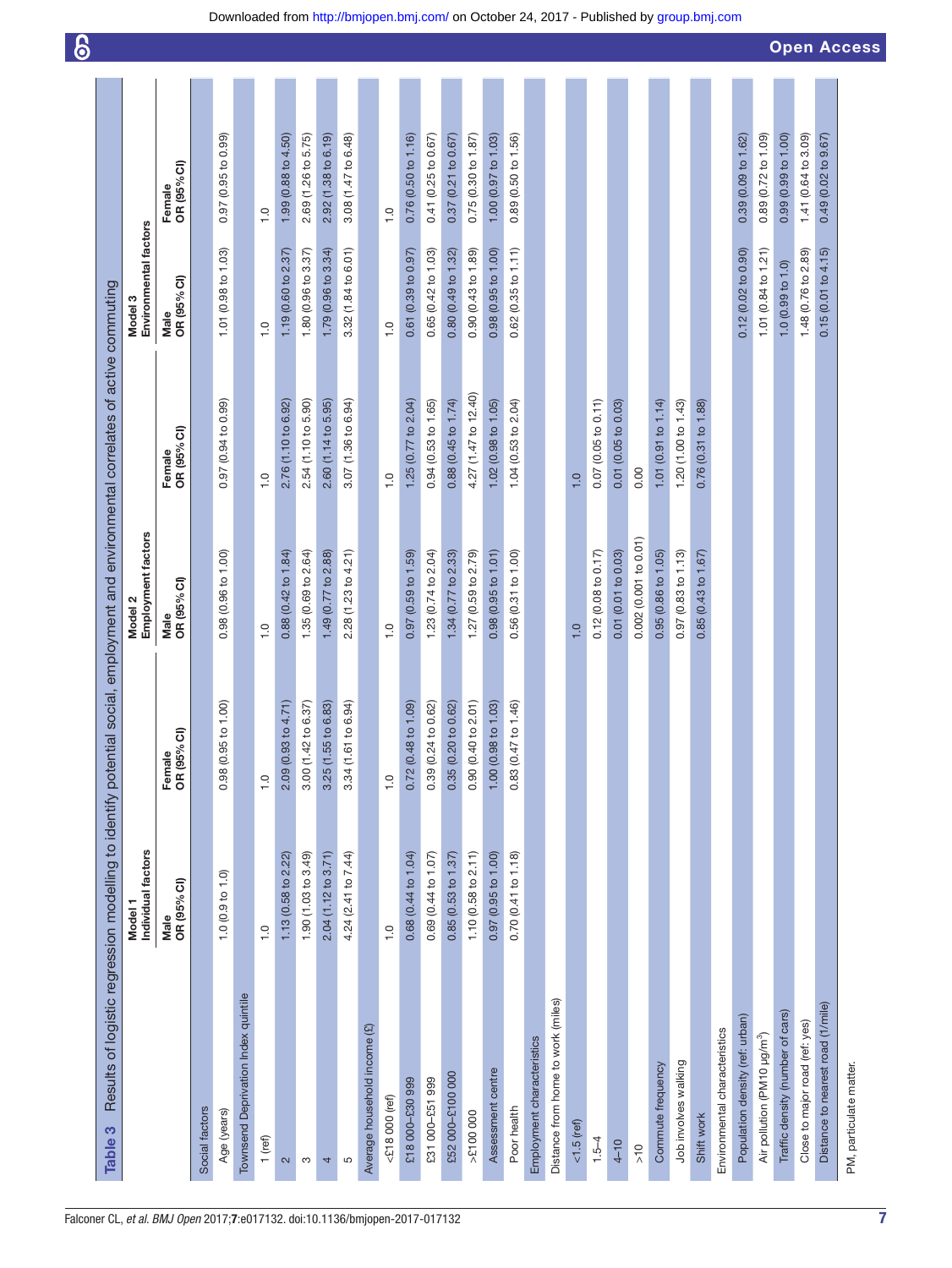**Table 3** Results of logistic regression modelling to identify potential social, employment and environmental correlates of active commuting

| | Model 1 Individual factors | | Model 2 Employment factors | | Model 3 Environmental factors | |
|---|---|---|---|---|---|---|
| | Male OR (95% CI) | Female OR (95% CI) | Male OR (95% CI) | Female OR (95% CI) | Male OR (95% CI) | Female OR (95% CI) |
| Social factors | | | | | | |
| Age (years) | 1.0 (0.9 to 1.0) | 0.98 (0.95 to 1.00) | 0.98 (0.96 to 1.00) | 0.97 (0.94 to 0.99) | 1.01 (0.98 to 1.03) | 0.97 (0.95 to 0.99) |
| Townsend Deprivation Index quintile | | | | | | |
| 1 (ref) | 1.0 | 1.0 | 1.0 | 1.0 | 1.0 | 1.0 |
| 2 | 1.13 (0.58 to 2.22) | 2.09 (0.93 to 4.71) | 0.88 (0.42 to 1.84) | 2.76 (1.10 to 6.92) | 1.19 (0.60 to 2.37) | 1.99 (0.88 to 4.50) |
| 3 | 1.90 (1.03 to 3.49) | 3.00 (1.42 to 6.37) | 1.35 (0.69 to 2.64) | 2.54 (1.10 to 5.90) | 1.80 (0.96 to 3.37) | 2.69 (1.26 to 5.75) |
| 4 | 2.04 (1.12 to 3.71) | 3.25 (1.55 to 6.83) | 1.49 (0.77 to 2.88) | 2.60 (1.14 to 5.95) | 1.79 (0.96 to 3.34) | 2.92 (1.38 to 6.19) |
| 5 | 4.24 (2.41 to 7.44) | 3.34 (1.61 to 6.94) | 2.28 (1.23 to 4.21) | 3.07 (1.36 to 6.94) | 3.32 (1.84 to 6.01) | 3.08 (1.47 to 6.48) |
| Average household income (£) | | | | | | |
| <£18 000 (ref) | 1.0 | 1.0 | 1.0 | 1.0 | 1.0 | 1.0 |
| £18 000–£30 999 | 0.68 (0.44 to 1.04) | 0.72 (0.48 to 1.09) | 0.97 (0.59 to 1.59) | 1.25 (0.77 to 2.04) | 0.61 (0.39 to 0.97) | 0.76 (0.50 to 1.16) |
| £31 000–£51 999 | 0.69 (0.44 to 1.07) | 0.39 (0.24 to 0.62) | 1.23 (0.74 to 2.04) | 0.94 (0.53 to 1.65) | 0.65 (0.42 to 1.03) | 0.41 (0.25 to 0.67) |
| £52 000–£100 000 | 0.85 (0.53 to 1.37) | 0.35 (0.20 to 0.62) | 1.34 (0.77 to 2.33) | 0.88 (0.45 to 1.74) | 0.80 (0.49 to 1.32) | 0.37 (0.21 to 0.67) |
| >£100 000 | 1.10 (0.58 to 2.11) | 0.90 (0.40 to 2.01) | 1.27 (0.59 to 2.79) | 4.27 (1.47 to 12.40) | 0.90 (0.43 to 1.89) | 0.75 (0.30 to 1.87) |
| Assessment centre | 0.97 (0.95 to 1.00) | 1.00 (0.98 to 1.03) | 0.98 (0.95 to 1.01) | 1.02 (0.98 to 1.05) | 0.98 (0.95 to 1.00) | 1.00 (0.97 to 1.03) |
| Poor health | 0.70 (0.41 to 1.18) | 0.83 (0.47 to 1.46) | 0.56 (0.31 to 1.00) | 1.04 (0.53 to 2.04) | 0.62 (0.35 to 1.11) | 0.89 (0.50 to 1.56) |
| Employment characteristics | | | | | | |
| Distance from home to work (miles) | | | | | | |
| <1.5 (ref) | | | 1.0 | 1.0 | | |
| 1.5–4 | | | 0.12 (0.08 to 0.17) | 0.07 (0.05 to 0.11) | | |
| 4–10 | | | 0.01 (0.01 to 0.03) | 0.01 (0.05 to 0.03) | | |
| >10 | | | 0.002 (0.001 to 0.01) | 0.00 | | |
| Commute frequency | | | 0.95 (0.86 to 1.05) | 1.01 (0.91 to 1.14) | | |
| Job involves walking | | | 0.97 (0.83 to 1.13) | 1.20 (1.00 to 1.43) | | |
| Shift work | | | 0.85 (0.43 to 1.67) | 0.76 (0.31 to 1.88) | | |
| Environmental characteristics | | | | | | |
| Population density (ref: urban) | | | | | 0.12 (0.02 to 0.90) | 0.39 (0.09 to 1.62) |
| Air pollution (PM10 μg/m³) | | | | | 1.01 (0.84 to 1.21) | 0.89 (0.72 to 1.09) |
| Traffic density (number of cars) | | | | | 1.0 (0.99 to 1.0) | 0.99 (0.99 to 1.00) |
| Close to major road (ref: yes) | | | | | 1.48 (0.76 to 2.89) | 1.41 (0.64 to 3.09) |
| Distance to nearest road (1/mile) | | | | | 0.15 (0.01 to 4.15) | 0.49 (0.02 to 9.67) |

PM, particulate matter.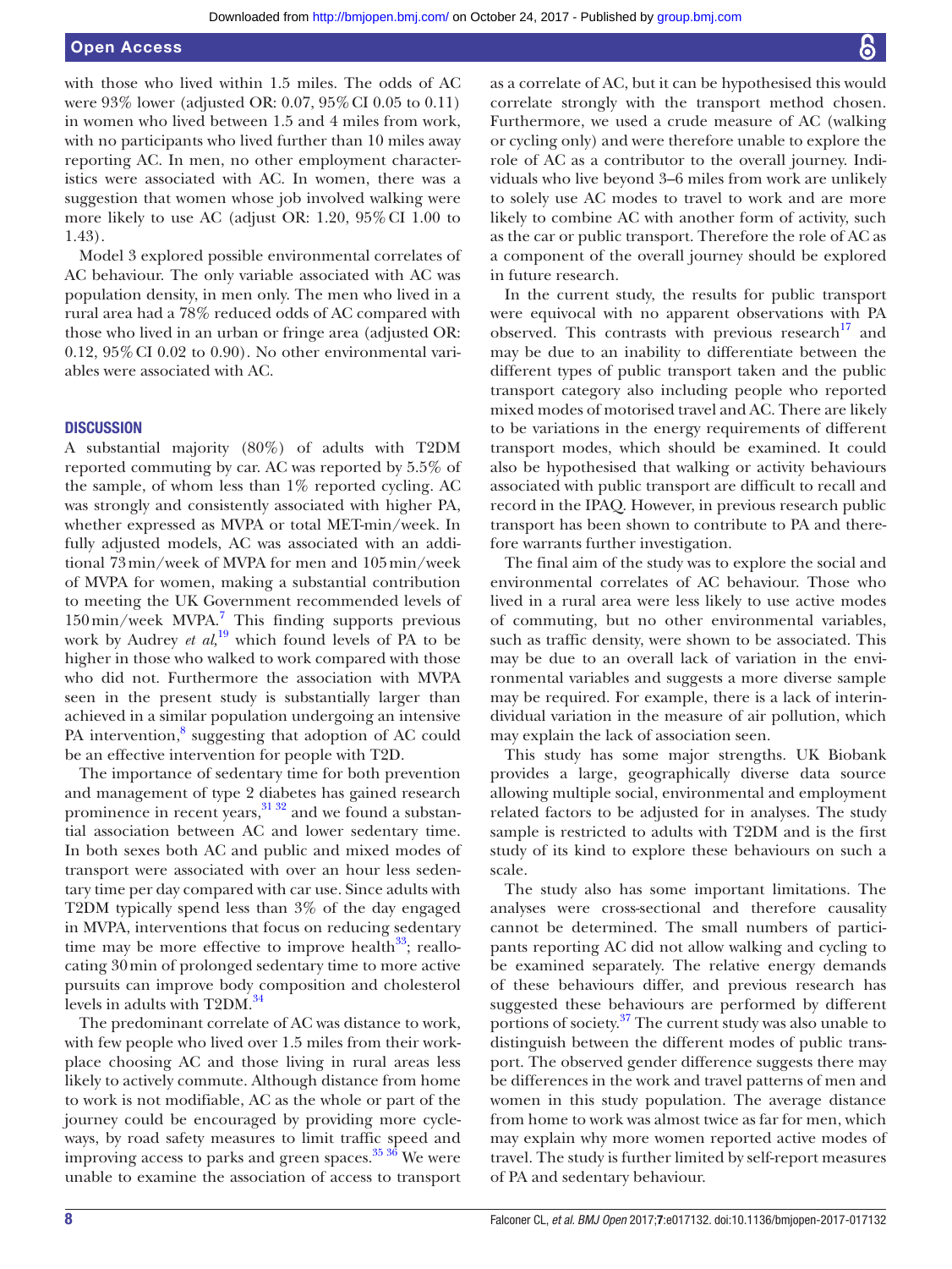with those who lived within 1.5 miles. The odds of AC were 93% lower (adjusted OR: 0.07, 95% CI 0.05 to 0.11) in women who lived between 1.5 and 4 miles from work, with no participants who lived further than 10 miles away reporting AC. In men, no other employment characteristics were associated with AC. In women, there was a suggestion that women whose job involved walking were more likely to use AC (adjust OR: 1.20, 95% CI 1.00 to 1.43).

Model 3 explored possible environmental correlates of AC behaviour. The only variable associated with AC was population density, in men only. The men who lived in a rural area had a 78% reduced odds of AC compared with those who lived in an urban or fringe area (adjusted OR: 0.12, 95% CI 0.02 to 0.90). No other environmental variables were associated with AC.

## DISCUSSION

A substantial majority (80%) of adults with T2DM reported commuting by car. AC was reported by 5.5% of the sample, of whom less than 1% reported cycling. AC was strongly and consistently associated with higher PA, whether expressed as MVPA or total MET-min/week. In fully adjusted models, AC was associated with an additional 73 min/week of MVPA for men and 105 min/week of MVPA for women, making a substantial contribution to meeting the UK Government recommended levels of 150 min/week MVPA.[7] This finding supports previous work by Audrey *et al*,[19] which found levels of PA to be higher in those who walked to work compared with those who did not. Furthermore the association with MVPA seen in the present study is substantially larger than achieved in a similar population undergoing an intensive PA intervention,[8] suggesting that adoption of AC could be an effective intervention for people with T2D.

The importance of sedentary time for both prevention and management of type 2 diabetes has gained research prominence in recent years,[31 32] and we found a substantial association between AC and lower sedentary time. In both sexes both AC and public and mixed modes of transport were associated with over an hour less sedentary time per day compared with car use. Since adults with T2DM typically spend less than 3% of the day engaged in MVPA, interventions that focus on reducing sedentary time may be more effective to improve health[33]; reallocating 30 min of prolonged sedentary time to more active pursuits can improve body composition and cholesterol levels in adults with T2DM.[34]

The predominant correlate of AC was distance to work, with few people who lived over 1.5 miles from their workplace choosing AC and those living in rural areas less likely to actively commute. Although distance from home to work is not modifiable, AC as the whole or part of the journey could be encouraged by providing more cycleways, by road safety measures to limit traffic speed and improving access to parks and green spaces.[35 36] We were unable to examine the association of access to transport as a correlate of AC, but it can be hypothesised this would correlate strongly with the transport method chosen. Furthermore, we used a crude measure of AC (walking or cycling only) and were therefore unable to explore the role of AC as a contributor to the overall journey. Individuals who live beyond 3–6 miles from work are unlikely to solely use AC modes to travel to work and are more likely to combine AC with another form of activity, such as the car or public transport. Therefore the role of AC as a component of the overall journey should be explored in future research.

In the current study, the results for public transport were equivocal with no apparent observations with PA observed. This contrasts with previous research[17] and may be due to an inability to differentiate between the different types of public transport taken and the public transport category also including people who reported mixed modes of motorised travel and AC. There are likely to be variations in the energy requirements of different transport modes, which should be examined. It could also be hypothesised that walking or activity behaviours associated with public transport are difficult to recall and record in the IPAQ. However, in previous research public transport has been shown to contribute to PA and therefore warrants further investigation.

The final aim of the study was to explore the social and environmental correlates of AC behaviour. Those who lived in a rural area were less likely to use active modes of commuting, but no other environmental variables, such as traffic density, were shown to be associated. This may be due to an overall lack of variation in the environmental variables and suggests a more diverse sample may be required. For example, there is a lack of interindividual variation in the measure of air pollution, which may explain the lack of association seen.

This study has some major strengths. UK Biobank provides a large, geographically diverse data source allowing multiple social, environmental and employment related factors to be adjusted for in analyses. The study sample is restricted to adults with T2DM and is the first study of its kind to explore these behaviours on such a scale.

The study also has some important limitations. The analyses were cross-sectional and therefore causality cannot be determined. The small numbers of participants reporting AC did not allow walking and cycling to be examined separately. The relative energy demands of these behaviours differ, and previous research has suggested these behaviours are performed by different portions of society.[37] The current study was also unable to distinguish between the different modes of public transport. The observed gender difference suggests there may be differences in the work and travel patterns of men and women in this study population. The average distance from home to work was almost twice as far for men, which may explain why more women reported active modes of travel. The study is further limited by self-report measures of PA and sedentary behaviour.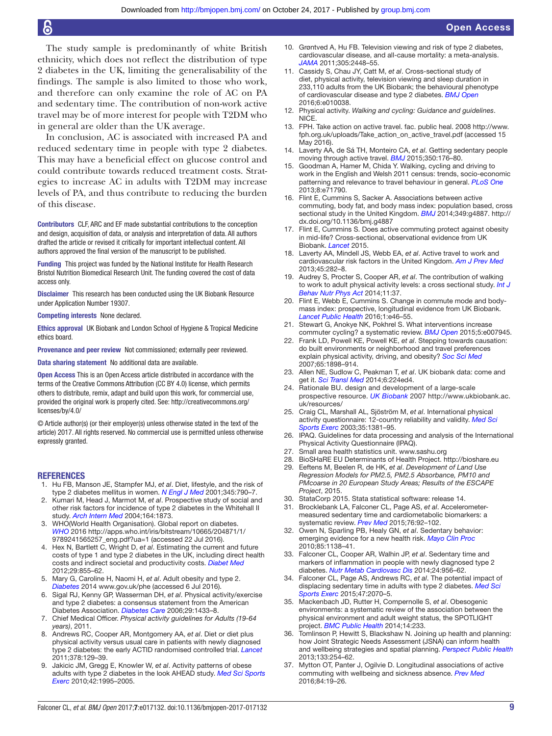The study sample is predominantly of white British ethnicity, which does not reflect the distribution of type 2 diabetes in the UK, limiting the generalisability of the findings. The sample is also limited to those who work, and therefore can only examine the role of AC on PA and sedentary time. The contribution of non-work active travel may be of more interest for people with T2DM who in general are older than the UK average.

In conclusion, AC is associated with increased PA and reduced sedentary time in people with type 2 diabetes. This may have a beneficial effect on glucose control and could contribute towards reduced treatment costs. Strategies to increase AC in adults with T2DM may increase levels of PA, and thus contribute to reducing the burden of this disease.

**Contributors** CLF, ARC and EF made substantial contributions to the conception and design, acquisition of data, or analysis and interpretation of data. All authors drafted the article or revised it critically for important intellectual content. All authors approved the final version of the manuscript to be published.

**Funding** This project was funded by the National Institute for Health Research Bristol Nutrition Biomedical Research Unit. The funding covered the cost of data access only.

**Disclaimer** This research has been conducted using the UK Biobank Resource under Application Number 19307.

**Competing interests** None declared.

**Ethics approval** UK Biobank and London School of Hygiene & Tropical Medicine ethics board.

**Provenance and peer review** Not commissioned; externally peer reviewed.

**Data sharing statement** No additional data are available.

**Open Access** This is an Open Access article distributed in accordance with the terms of the Creative Commons Attribution (CC BY 4.0) license, which permits others to distribute, remix, adapt and build upon this work, for commercial use, provided the original work is properly cited. See: http://creativecommons.org/licenses/by/4.0/

© Article author(s) (or their employer(s) unless otherwise stated in the text of the article) 2017. All rights reserved. No commercial use is permitted unless otherwise expressly granted.

## REFERENCES

1. Hu FB, Manson JE, Stampfer MJ, *et al*. Diet, lifestyle, and the risk of type 2 diabetes mellitus in women. *N Engl J Med* 2001;345:790–7.
2. Kumari M, Head J, Marmot M, *et al*. Prospective study of social and other risk factors for incidence of type 2 diabetes in the Whitehall II study. *Arch Intern Med* 2004;164:1873.
3. WHO(World Health Organisation). Global report on diabetes. *WHO* 2016 http://apps.who.int/iris/bitstream/10665/204871/1/9789241565257_eng.pdf?ua=1 (accessed 22 Jul 2016).
4. Hex N, Bartlett C, Wright D, *et al*. Estimating the current and future costs of type 1 and type 2 diabetes in the UK, including direct health costs and indirect societal and productivity costs. *Diabet Med* 2012;29:855–62.
5. Mary G, Caroline H, Naomi H, *et al*. Adult obesity and type 2. *Diabetes* 2014 www.gov.uk/phe (accessed 6 Jul 2016).
6. Sigal RJ, Kenny GP, Wasserman DH, *et al*. Physical activity/exercise and type 2 diabetes: a consensus statement from the American Diabetes Association. *Diabetes Care* 2006;29:1433–8.
7. Chief Medical Officer. *Physical activity guidelines for Adults (19-64 years)*, 2011.
8. Andrews RC, Cooper AR, Montgomery AA, *et al*. Diet or diet plus physical activity versus usual care in patients with newly diagnosed type 2 diabetes: the early ACTID randomised controlled trial. *Lancet* 2011;378:129–39.
9. Jakicic JM, Gregg E, Knowler W, *et al*. Activity patterns of obese adults with type 2 diabetes in the look AHEAD study. *Med Sci Sports Exerc* 2010;42:1995–2005.
10. Grøntved A, Hu FB. Television viewing and risk of type 2 diabetes, cardiovascular disease, and all-cause mortality: a meta-analysis. *JAMA* 2011;305:2448–55.
11. Cassidy S, Chau JY, Catt M, *et al*. Cross-sectional study of diet, physical activity, television viewing and sleep duration in 233,110 adults from the UK Biobank; the behavioural phenotype of cardiovascular disease and type 2 diabetes. *BMJ Open* 2016;6:e010038.
12. Physical activity. *Walking and cycling: Guidance and guidelines*. NICE.
13. FPH. Take action on active travel. fac. public heal. 2008 http://www.fph.org.uk/uploads/Take_action_on_active_travel.pdf (accessed 15 May 2016).
14. Laverty AA, de Sá TH, Monteiro CA, *et al*. Getting sedentary people moving through active travel. *BMJ* 2015;350:176–80.
15. Goodman A, Hamer M, Chida Y. Walking, cycling and driving to work in the English and Welsh 2011 census: trends, socio-economic patterning and relevance to travel behaviour in general. *PLoS One* 2013;8:e71790.
16. Flint E, Cummins S, Sacker A. Associations between active commuting, body fat, and body mass index: population based, cross sectional study in the United Kingdom. *BMJ* 2014;349:g4887. http://dx.doi.org/10.1136/bmj.g4887
17. Flint E, Cummins S. Does active commuting protect against obesity in mid-life? Cross-sectional, observational evidence from UK Biobank. *Lancet* 2015.
18. Laverty AA, Mindell JS, Webb EA, *et al*. Active travel to work and cardiovascular risk factors in the United Kingdom. *Am J Prev Med* 2013;45:282–8.
19. Audrey S, Procter S, Cooper AR, *et al*. The contribution of walking to work to adult physical activity levels: a cross sectional study. *Int J Behav Nutr Phys Act* 2014;11:37.
20. Flint E, Webb E, Cummins S. Change in commute mode and body-mass index: prospective, longitudinal evidence from UK Biobank. *Lancet Public Health* 2016;1:e46–55.
21. Stewart G, Anokye NK, Pokhrel S. What interventions increase commuter cycling? a systematic review. *BMJ Open* 2015;5:e007945.
22. Frank LD, Powell KE, Powell KE, *et al*. Stepping towards causation: do built environments or neighborhood and travel preferences explain physical activity, driving, and obesity? *Soc Sci Med* 2007;65:1898–914.
23. Allen NE, Sudlow C, Peakman T, *et al*. UK biobank data: come and get it. *Sci Transl Med* 2014;6:224ed4.
24. Rationale BU. design and development of a large-scale prospective resource. *UK Biobank* 2007 http://www.ukbiobank.ac.uk/resources/
25. Craig CL, Marshall AL, Sjöström M, *et al*. International physical activity questionnaire: 12-country reliability and validity. *Med Sci Sports Exerc* 2003;35:1381–95.
26. IPAQ. Guidelines for data processing and analysis of the International Physical Activity Questionnaire (IPAQ).
27. Small area health statistics unit. www.sashu.org
28. BioSHaRE EU Determinants of Health Project. http://bioshare.eu
29. Eeftens M, Beelen R, de HK, *et al*. *Development of Land Use Regression Models for PM2.5, PM2.5 Absorbance, PM10 and PMcoarse in 20 European Study Areas; Results of the ESCAPE Project*, 2015.
30. StataCorp 2015. Stata statistical software: release 14.
31. Brocklebank LA, Falconer CL, Page AS, *et al*. Accelerometer-measured sedentary time and cardiometabolic biomarkers: a systematic review. *Prev Med* 2015;76:92–102.
32. Owen N, Sparling PB, Healy GN, *et al*. Sedentary behavior: emerging evidence for a new health risk. *Mayo Clin Proc* 2010;85:1138–41.
33. Falconer CL, Cooper AR, Walhin JP, *et al*. Sedentary time and markers of inflammation in people with newly diagnosed type 2 diabetes. *Nutr Metab Cardiovasc Dis* 2014;24:956–62.
34. Falconer CL, Page AS, Andrews RC, *et al*. The potential impact of displacing sedentary time in adults with type 2 diabetes. *Med Sci Sports Exerc* 2015;47:2070–5.
35. Mackenbach JD, Rutter H, Compernolle S, *et al*. Obesogenic environments: a systematic review of the association between the physical environment and adult weight status, the SPOTLIGHT project. *BMC Public Health* 2014;14:233.
36. Tomlinson P, Hewitt S, Blackshaw N. Joining up health and planning: how Joint Strategic Needs Assessment (JSNA) can inform health and wellbeing strategies and spatial planning. *Perspect Public Health* 2013;133:254–62.
37. Mytton OT, Panter J, Ogilvie D. Longitudinal associations of active commuting with wellbeing and sickness absence. *Prev Med* 2016;84:19–26.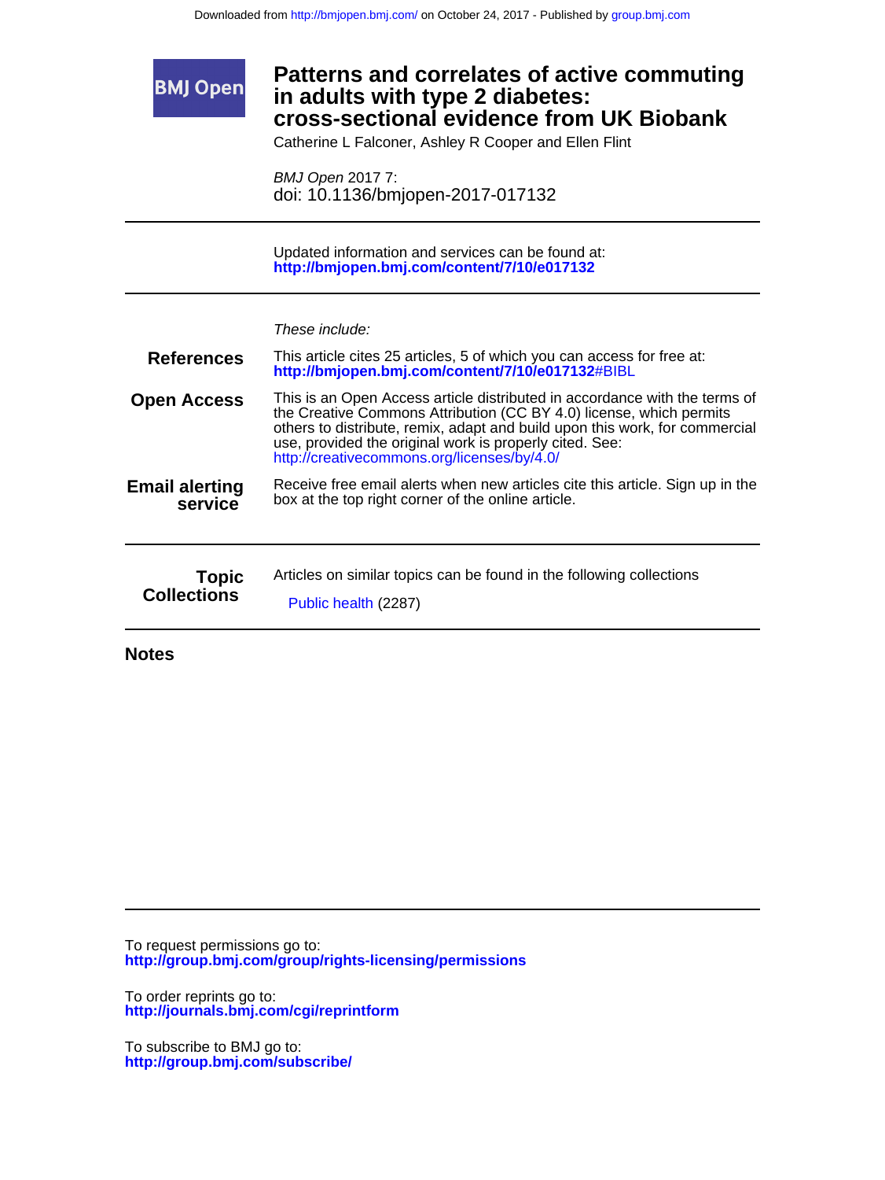Downloaded from http://bmjopen.bmj.com/ on October 24, 2017 - Published by group.bmj.com

BMJ Open

# Patterns and correlates of active commuting in adults with type 2 diabetes: cross-sectional evidence from UK Biobank

Catherine L Falconer, Ashley R Cooper and Ellen Flint

*BMJ Open* 2017 7:
doi: 10.1136/bmjopen-2017-017132

Updated information and services can be found at:
**http://bmjopen.bmj.com/content/7/10/e017132**

*These include:*

**References**
This article cites 25 articles, 5 of which you can access for free at:
**http://bmjopen.bmj.com/content/7/10/e017132**#BIBL

**Open Access**
This is an Open Access article distributed in accordance with the terms of the Creative Commons Attribution (CC BY 4.0) license, which permits others to distribute, remix, adapt and build upon this work, for commercial use, provided the original work is properly cited. See: http://creativecommons.org/licenses/by/4.0/

**Email alerting service**
Receive free email alerts when new articles cite this article. Sign up in the box at the top right corner of the online article.

**Topic Collections**
Articles on similar topics can be found in the following collections

Public health (2287)

## Notes

To request permissions go to:
**http://group.bmj.com/group/rights-licensing/permissions**

To order reprints go to:
**http://journals.bmj.com/cgi/reprintform**

To subscribe to BMJ go to:
**http://group.bmj.com/subscribe/**